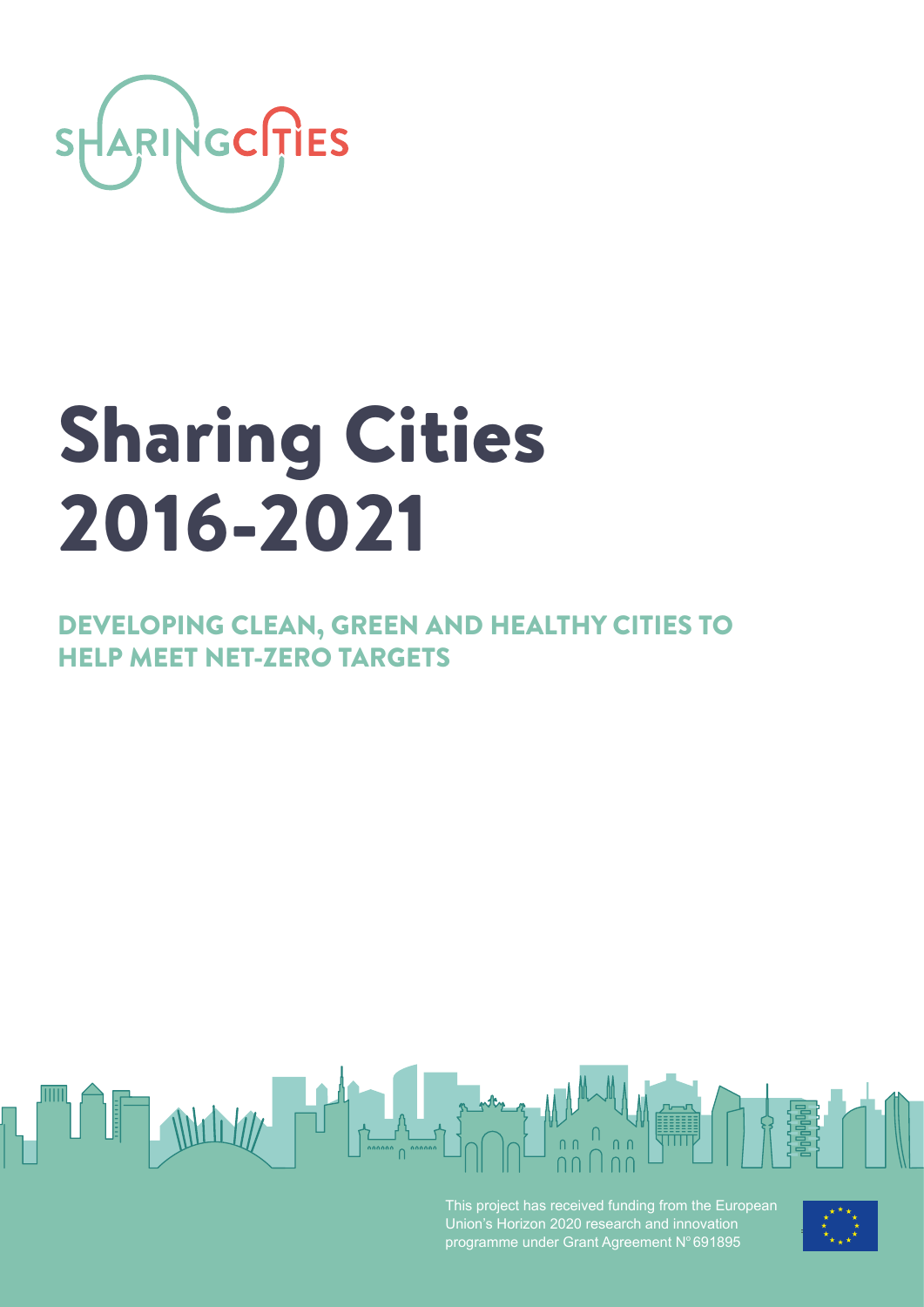SHARINGCITIES

# Sharing Cities 2016-2021

## DEVELOPING CLEAN, GREEN AND HEALTHY CITIES TO HELP MEET NET-ZERO TARGETS

This project has received funding from the European Union's Horizon 2020 research and innovation programme under Grant Agreement N° 691895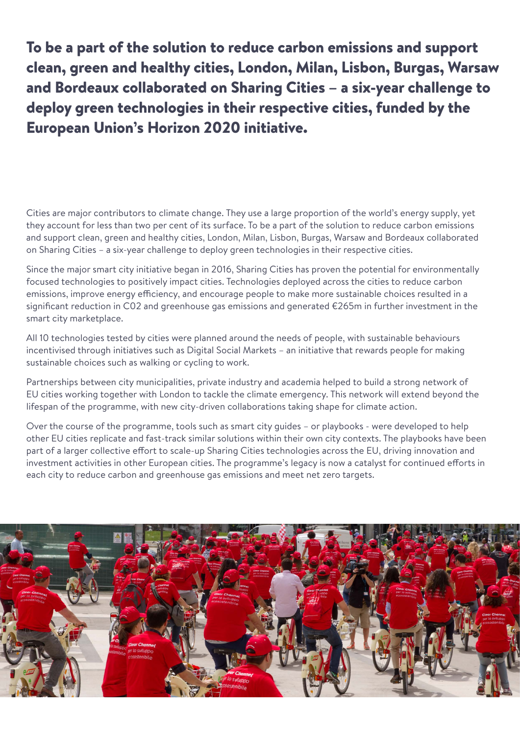## To be a part of the solution to reduce carbon emissions and support clean, green and healthy cities, London, Milan, Lisbon, Burgas, Warsaw and Bordeaux collaborated on Sharing Cities – a six-year challenge to deploy green technologies in their respective cities, funded by the European Union's Horizon 2020 initiative.

Cities are major contributors to climate change. They use a large proportion of the world's energy supply, yet they account for less than two per cent of its surface. To be a part of the solution to reduce carbon emissions and support clean, green and healthy cities, London, Milan, Lisbon, Burgas, Warsaw and Bordeaux collaborated on Sharing Cities – a six-year challenge to deploy green technologies in their respective cities.

Since the major smart city initiative began in 2016, Sharing Cities has proven the potential for environmentally focused technologies to positively impact cities. Technologies deployed across the cities to reduce carbon emissions, improve energy efficiency, and encourage people to make more sustainable choices resulted in a significant reduction in C02 and greenhouse gas emissions and generated €265m in further investment in the smart city marketplace.

All 10 technologies tested by cities were planned around the needs of people, with sustainable behaviours incentivised through initiatives such as Digital Social Markets – an initiative that rewards people for making sustainable choices such as walking or cycling to work.

Partnerships between city municipalities, private industry and academia helped to build a strong network of EU cities working together with London to tackle the climate emergency. This network will extend beyond the lifespan of the programme, with new city-driven collaborations taking shape for climate action.

Over the course of the programme, tools such as smart city guides – or playbooks - were developed to help other EU cities replicate and fast-track similar solutions within their own city contexts. The playbooks have been part of a larger collective effort to scale-up Sharing Cities technologies across the EU, driving innovation and investment activities in other European cities. The programme's legacy is now a catalyst for continued efforts in each city to reduce carbon and greenhouse gas emissions and meet net zero targets.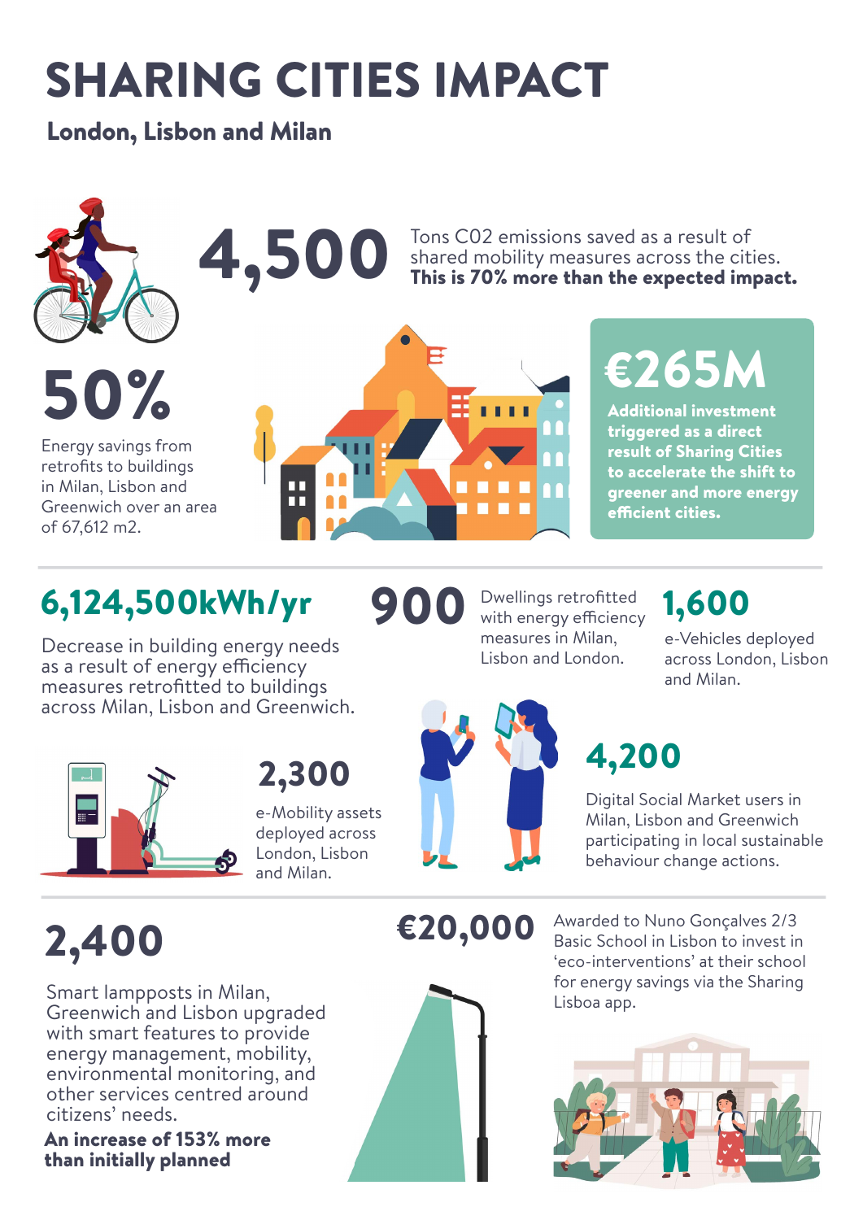# SHARING CITIES IMPACT

## London, Lisbon and Milan

**4,500**

Tons $CO_2$ emissions saved as a result of shared mobility measures across the cities. **This is 70% more than the expected impact.**

**50%**

Energy savings from retrofits to buildings in Milan, Lisbon and Greenwich over an area of 67,612 m2.

**€265M**

**Additional investment triggered as a direct result of Sharing Cities to accelerate the shift to greener and more energy efficient cities.**

**6,124,500kWh/yr**

Decrease in building energy needs as a result of energy efficiency measures retrofitted to buildings across Milan, Lisbon and Greenwich.

**900**

Dwellings retrofitted with energy efficiency measures in Milan, Lisbon and London.

**1,600**

e-Vehicles deployed across London, Lisbon and Milan.

**2,300**

e-Mobility assets deployed across London, Lisbon and Milan.

**4,200**

Digital Social Market users in Milan, Lisbon and Greenwich participating in local sustainable behaviour change actions.

**2,400**

Smart lampposts in Milan, Greenwich and Lisbon upgraded with smart features to provide energy management, mobility, environmental monitoring, and other services centred around citizens' needs.

**An increase of 153% more than initially planned**

**€20,000**

Awarded to Nuno Gonçalves 2/3 Basic School in Lisbon to invest in 'eco-interventions' at their school for energy savings via the Sharing Lisboa app.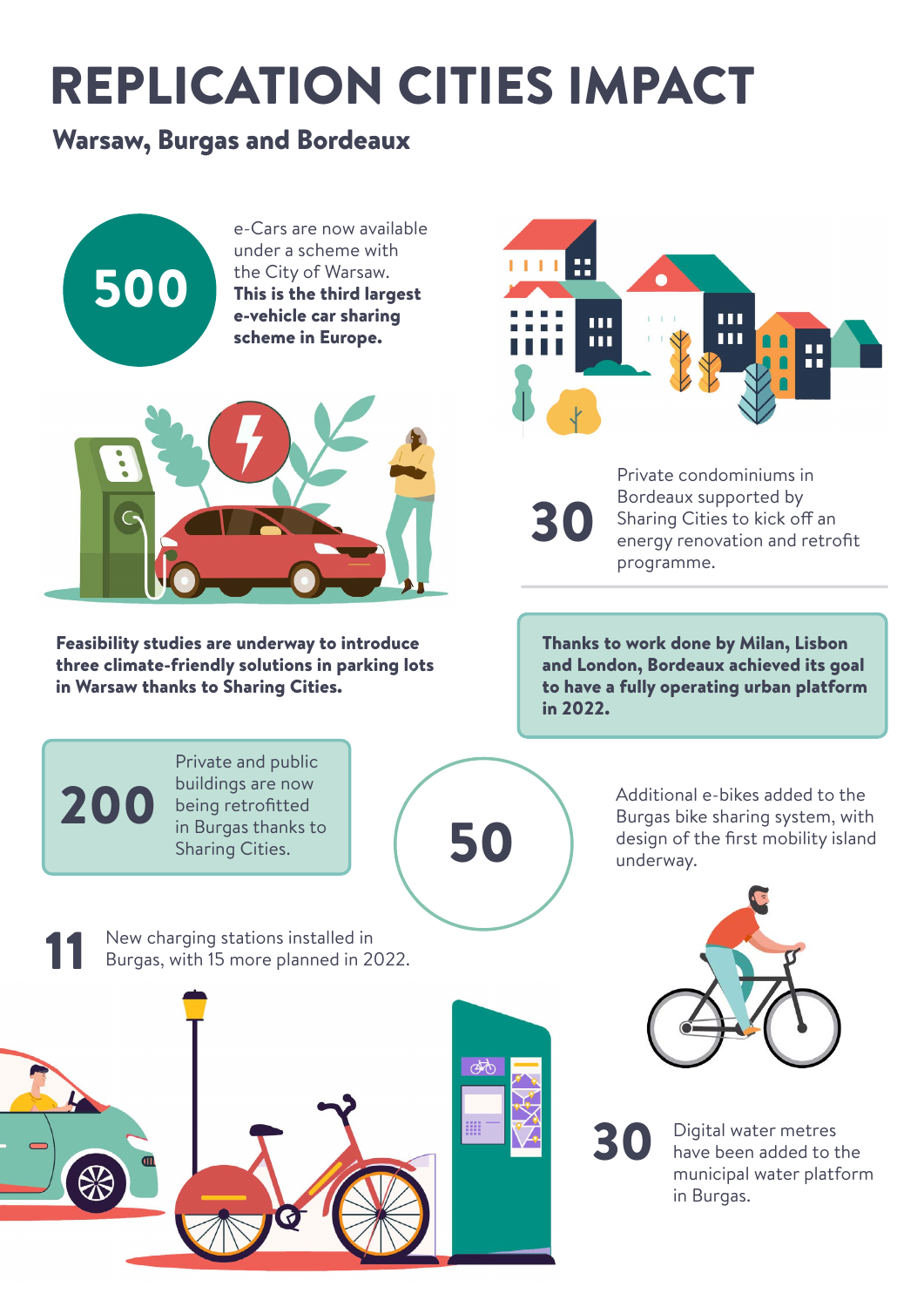# REPLICATION CITIES IMPACT

## Warsaw, Burgas and Bordeaux

**500** e-Cars are now available under a scheme with the City of Warsaw. **This is the third largest e-vehicle car sharing scheme in Europe.**

**30** Private condominiums in Bordeaux supported by Sharing Cities to kick off an energy renovation and retrofit programme.

**Feasibility studies are underway to introduce three climate-friendly solutions in parking lots in Warsaw thanks to Sharing Cities.**

**Thanks to work done by Milan, Lisbon and London, Bordeaux achieved its goal to have a fully operating urban platform in 2022.**

**200** Private and public buildings are now being retrofitted in Burgas thanks to Sharing Cities.

**50** Additional e-bikes added to the Burgas bike sharing system, with design of the first mobility island underway.

**11** New charging stations installed in Burgas, with 15 more planned in 2022.

**30** Digital water metres have been added to the municipal water platform in Burgas.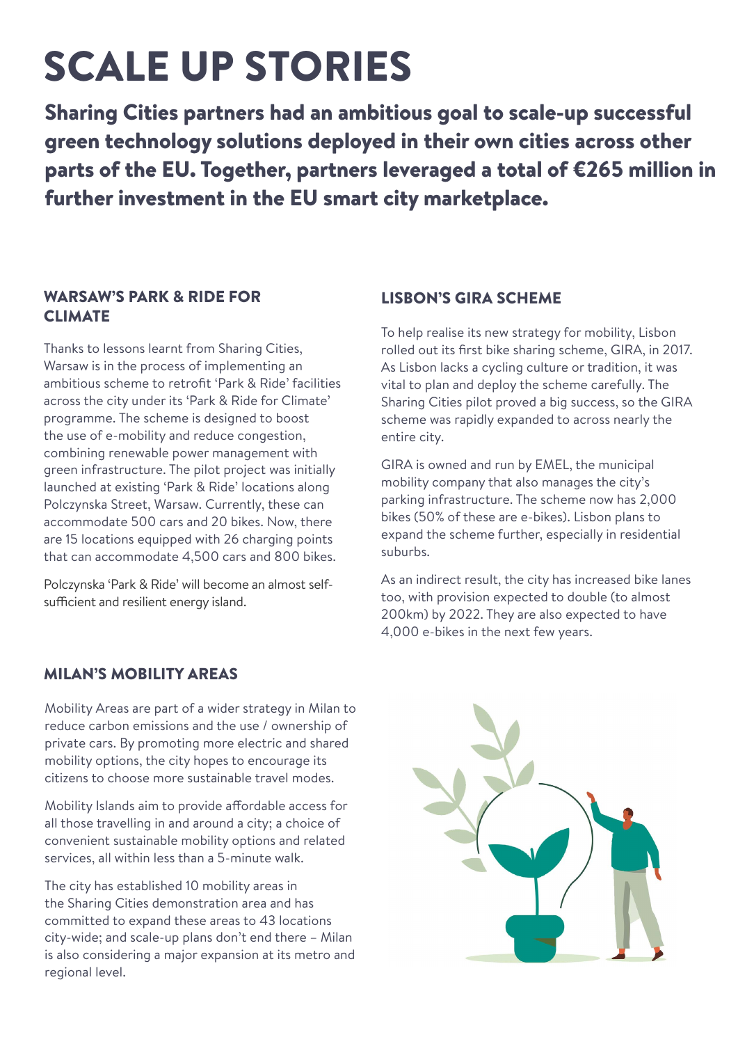# SCALE UP STORIES

**Sharing Cities partners had an ambitious goal to scale-up successful green technology solutions deployed in their own cities across other parts of the EU. Together, partners leveraged a total of €265 million in further investment in the EU smart city marketplace.**

## WARSAW'S PARK & RIDE FOR CLIMATE

Thanks to lessons learnt from Sharing Cities, Warsaw is in the process of implementing an ambitious scheme to retrofit 'Park & Ride' facilities across the city under its 'Park & Ride for Climate' programme. The scheme is designed to boost the use of e-mobility and reduce congestion, combining renewable power management with green infrastructure. The pilot project was initially launched at existing 'Park & Ride' locations along Polczynska Street, Warsaw. Currently, these can accommodate 500 cars and 20 bikes. Now, there are 15 locations equipped with 26 charging points that can accommodate 4,500 cars and 800 bikes.

Polczynska 'Park & Ride' will become an almost self-sufficient and resilient energy island.

## LISBON'S GIRA SCHEME

To help realise its new strategy for mobility, Lisbon rolled out its first bike sharing scheme, GIRA, in 2017. As Lisbon lacks a cycling culture or tradition, it was vital to plan and deploy the scheme carefully. The Sharing Cities pilot proved a big success, so the GIRA scheme was rapidly expanded to across nearly the entire city.

GIRA is owned and run by EMEL, the municipal mobility company that also manages the city's parking infrastructure. The scheme now has 2,000 bikes (50% of these are e-bikes). Lisbon plans to expand the scheme further, especially in residential suburbs.

As an indirect result, the city has increased bike lanes too, with provision expected to double (to almost 200km) by 2022. They are also expected to have 4,000 e-bikes in the next few years.

## MILAN'S MOBILITY AREAS

Mobility Areas are part of a wider strategy in Milan to reduce carbon emissions and the use / ownership of private cars. By promoting more electric and shared mobility options, the city hopes to encourage its citizens to choose more sustainable travel modes.

Mobility Islands aim to provide affordable access for all those travelling in and around a city; a choice of convenient sustainable mobility options and related services, all within less than a 5-minute walk.

The city has established 10 mobility areas in the Sharing Cities demonstration area and has committed to expand these areas to 43 locations city-wide; and scale-up plans don't end there – Milan is also considering a major expansion at its metro and regional level.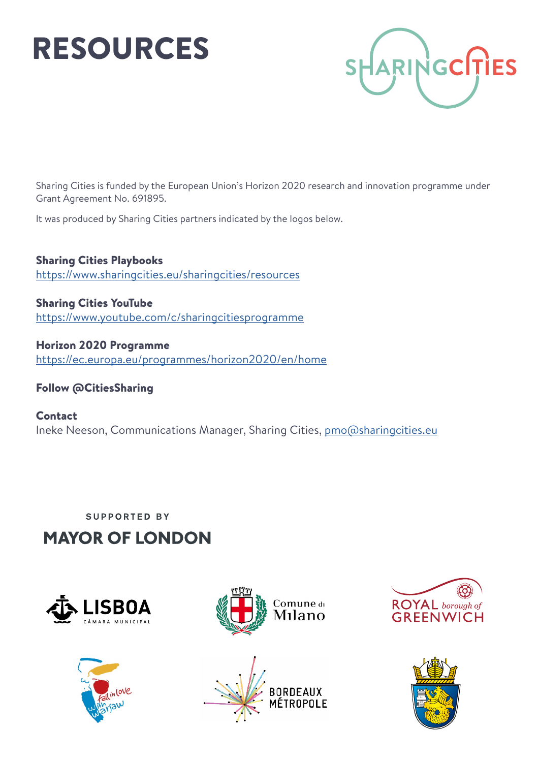# RESOURCES

Sharing Cities is funded by the European Union's Horizon 2020 research and innovation programme under Grant Agreement No. 691895.

It was produced by Sharing Cities partners indicated by the logos below.

**Sharing Cities Playbooks**
https://www.sharingcities.eu/sharingcities/resources

**Sharing Cities YouTube**
https://www.youtube.com/c/sharingcitiesprogramme

**Horizon 2020 Programme**
https://ec.europa.eu/programmes/horizon2020/en/home

**Follow @CitiesSharing**

**Contact**
Ineke Neeson, Communications Manager, Sharing Cities, pmo@sharingcities.eu

SUPPORTED BY

MAYOR OF LONDON